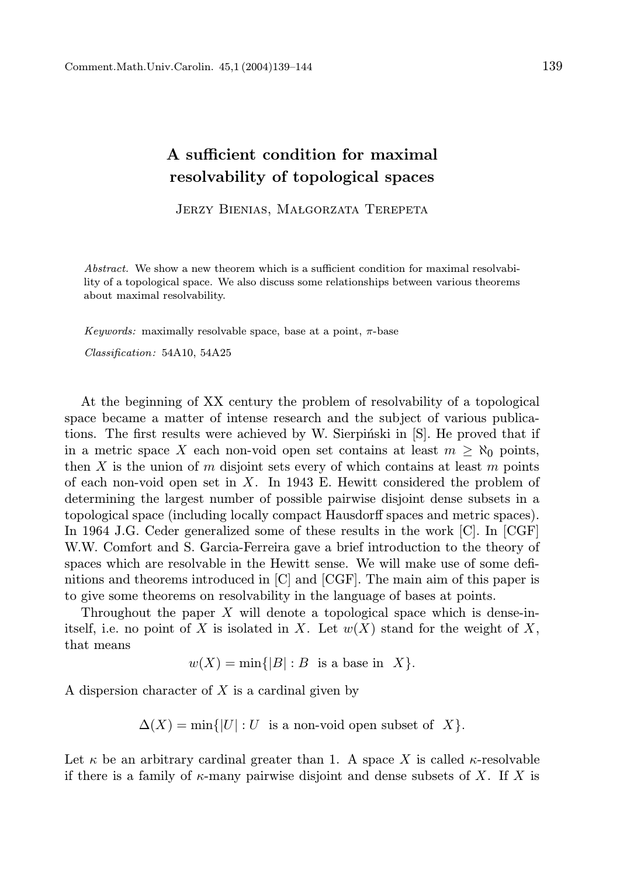# A sufficient condition for maximal resolvability of topological spaces

Jerzy Bienias, Małgorzata Terepeta

*Abstract.* We show a new theorem which is a sufficient condition for maximal resolvability of a topological space. We also discuss some relationships between various theorems about maximal resolvability.

*Keywords:* maximally resolvable space, base at a point, $\pi$-base

*Classification:* 54A10, 54A25

At the beginning of XX century the problem of resolvability of a topological space became a matter of intense research and the subject of various publications. The first results were achieved by W. Sierpiński in [S]. He proved that if in a metric space $X$ each non-void open set contains at least $m \geq \aleph_0$ points, then $X$ is the union of $m$ disjoint sets every of which contains at least $m$ points of each non-void open set in $X$. In 1943 E. Hewitt considered the problem of determining the largest number of possible pairwise disjoint dense subsets in a topological space (including locally compact Hausdorff spaces and metric spaces). In 1964 J.G. Ceder generalized some of these results in the work [C]. In [CGF] W.W. Comfort and S. Garcia-Ferreira gave a brief introduction to the theory of spaces which are resolvable in the Hewitt sense. We will make use of some definitions and theorems introduced in [C] and [CGF]. The main aim of this paper is to give some theorems on resolvability in the language of bases at points.

Throughout the paper $X$ will denote a topological space which is dense-in-itself, i.e. no point of $X$ is isolated in $X$. Let $w(X)$ stand for the weight of $X$, that means

$$w(X) = \min\{|B| : B \text{ is a base in } X\}.$$

A dispersion character of $X$ is a cardinal given by

$$\Delta(X) = \min\{|U| : U \text{ is a non-void open subset of } X\}.$$

Let $\kappa$ be an arbitrary cardinal greater than 1. A space $X$ is called $\kappa$-resolvable if there is a family of $\kappa$-many pairwise disjoint and dense subsets of $X$. If $X$ is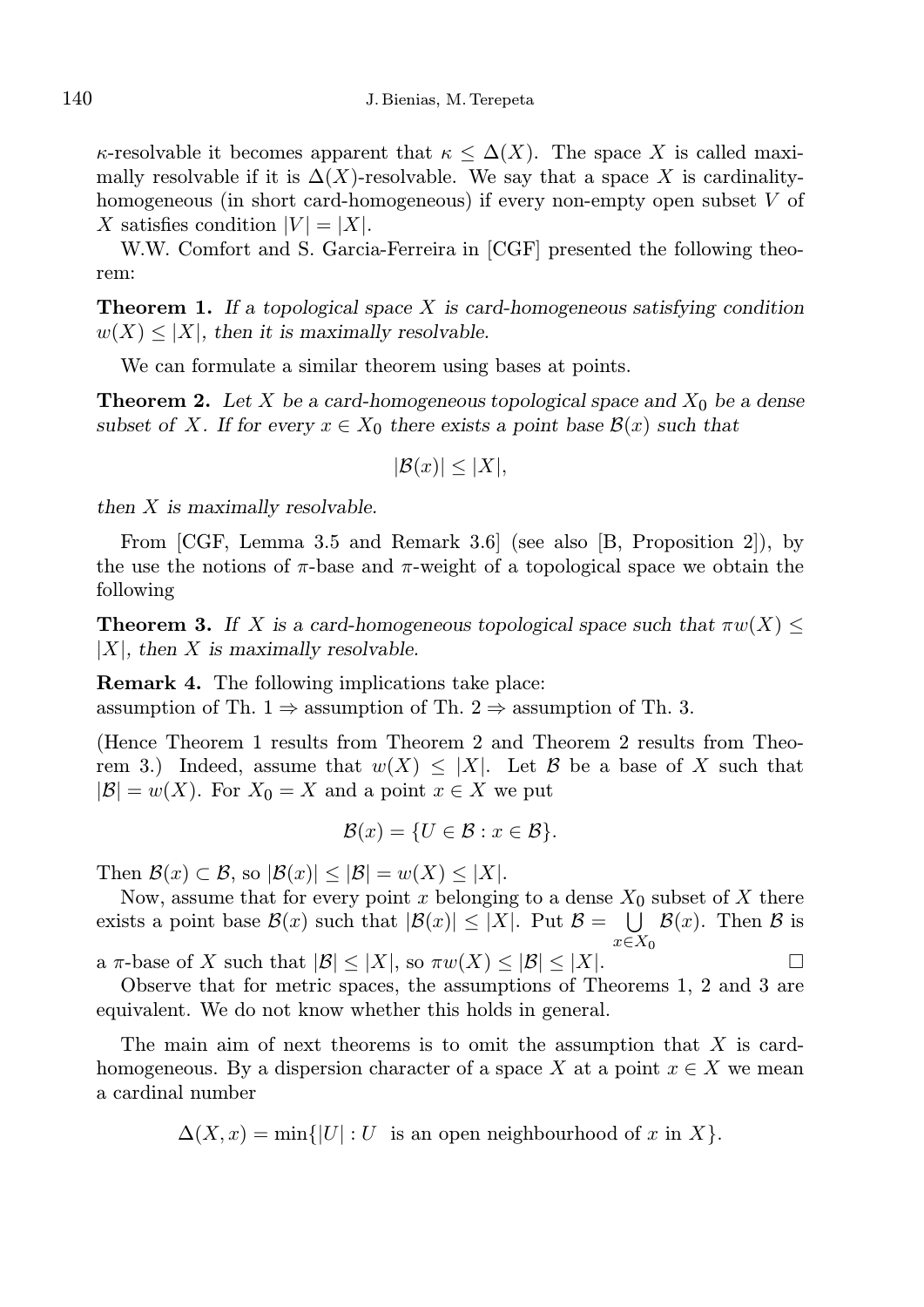$\kappa$-resolvable it becomes apparent that $\kappa \leq \Delta(X)$. The space $X$ is called maximally resolvable if it is $\Delta(X)$-resolvable. We say that a space $X$ is cardinality-homogeneous (in short card-homogeneous) if every non-empty open subset $V$ of $X$ satisfies condition $|V| = |X|$.

W.W. Comfort and S. Garcia-Ferreira in [CGF] presented the following theorem:

**Theorem 1.** *If a topological space $X$ is card-homogeneous satisfying condition $w(X) \leq |X|$, then it is maximally resolvable.*

We can formulate a similar theorem using bases at points.

**Theorem 2.** *Let $X$ be a card-homogeneous topological space and $X_0$ be a dense subset of $X$. If for every $x \in X_0$ there exists a point base $\mathcal{B}(x)$ such that*

$$|\mathcal{B}(x)| \leq |X|,$$

*then $X$ is maximally resolvable.*

From [CGF, Lemma 3.5 and Remark 3.6] (see also [B, Proposition 2]), by the use the notions of $\pi$-base and $\pi$-weight of a topological space we obtain the following

**Theorem 3.** *If $X$ is a card-homogeneous topological space such that $\pi w(X) \leq |X|$, then $X$ is maximally resolvable.*

**Remark 4.** The following implications take place:
assumption of Th. 1 $\Rightarrow$ assumption of Th. 2 $\Rightarrow$ assumption of Th. 3.

(Hence Theorem 1 results from Theorem 2 and Theorem 2 results from Theorem 3.) Indeed, assume that $w(X) \leq |X|$. Let $\mathcal{B}$ be a base of $X$ such that $|\mathcal{B}| = w(X)$. For $X_0 = X$ and a point $x \in X$ we put

$$\mathcal{B}(x) = \{U \in \mathcal{B} : x \in \mathcal{B}\}.$$

Then $\mathcal{B}(x) \subset \mathcal{B}$, so $|\mathcal{B}(x)| \leq |\mathcal{B}| = w(X) \leq |X|$.

Now, assume that for every point $x$ belonging to a dense $X_0$ subset of $X$ there exists a point base $\mathcal{B}(x)$ such that $|\mathcal{B}(x)| \leq |X|$. Put $\mathcal{B} = \bigcup_{x \in X_0} \mathcal{B}(x)$. Then $\mathcal{B}$ is a $\pi$-base of $X$ such that $|\mathcal{B}| \leq |X|$, so $\pi w(X) \leq |\mathcal{B}| \leq |X|$. $\square$

Observe that for metric spaces, the assumptions of Theorems 1, 2 and 3 are equivalent. We do not know whether this holds in general.

The main aim of next theorems is to omit the assumption that $X$ is card-homogeneous. By a dispersion character of a space $X$ at a point $x \in X$ we mean a cardinal number

$$\Delta(X, x) = \min\{|U| : U \text{ is an open neighbourhood of } x \text{ in } X\}.$$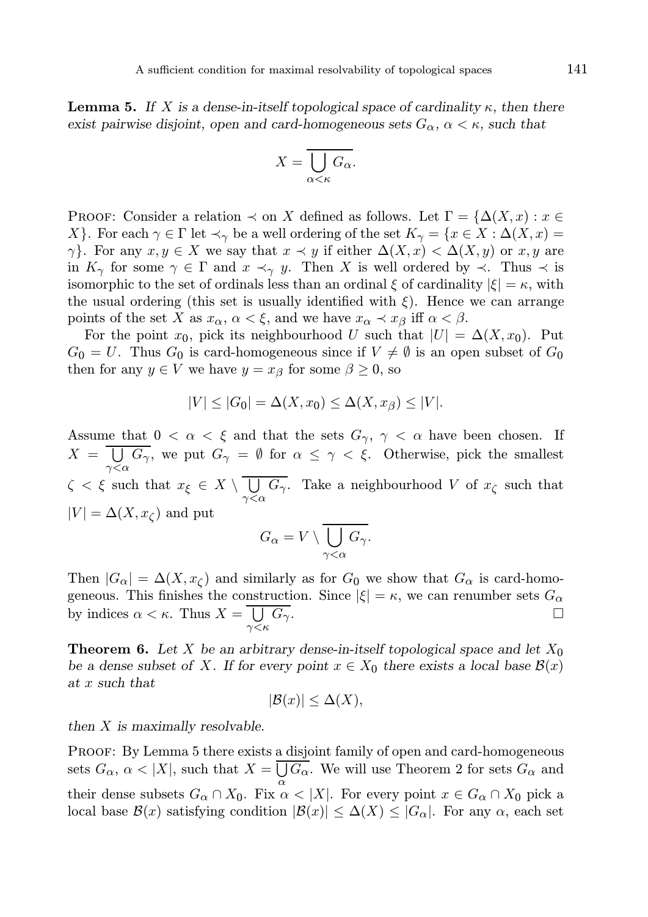**Lemma 5.** *If $X$ is a dense-in-itself topological space of cardinality $\kappa$, then there exist pairwise disjoint, open and card-homogeneous sets $G_\alpha$, $\alpha < \kappa$, such that*

$$X = \overline{\bigcup_{\alpha<\kappa} G_\alpha}.$$

Proof: Consider a relation $\prec$ on $X$ defined as follows. Let $\Gamma = \{\Delta(X,x) : x \in X\}$. For each $\gamma \in \Gamma$ let $\prec_\gamma$ be a well ordering of the set $K_\gamma = \{x \in X : \Delta(X,x) = \gamma\}$. For any $x, y \in X$ we say that $x \prec y$ if either $\Delta(X,x) < \Delta(X,y)$ or $x, y$ are in $K_\gamma$ for some $\gamma \in \Gamma$ and $x \prec_\gamma y$. Then $X$ is well ordered by $\prec$. Thus $\prec$ is isomorphic to the set of ordinals less than an ordinal $\xi$ of cardinality $|\xi| = \kappa$, with the usual ordering (this set is usually identified with $\xi$). Hence we can arrange points of the set $X$ as $x_\alpha$, $\alpha < \xi$, and we have $x_\alpha \prec x_\beta$ iff $\alpha < \beta$.

For the point $x_0$, pick its neighbourhood $U$ such that $|U| = \Delta(X, x_0)$. Put $G_0 = U$. Thus $G_0$ is card-homogeneous since if $V \neq \emptyset$ is an open subset of $G_0$ then for any $y \in V$ we have $y = x_\beta$ for some $\beta \geq 0$, so

$$|V| \leq |G_0| = \Delta(X, x_0) \leq \Delta(X, x_\beta) \leq |V|.$$

Assume that $0 < \alpha < \xi$ and that the sets $G_\gamma$, $\gamma < \alpha$ have been chosen. If $X = \overline{\bigcup_{\gamma<\alpha} G_\gamma}$, we put $G_\gamma = \emptyset$ for $\alpha \leq \gamma < \xi$. Otherwise, pick the smallest $\zeta < \xi$ such that $x_\xi \in X \setminus \overline{\bigcup_{\gamma<\alpha} G_\gamma}$. Take a neighbourhood $V$ of $x_\zeta$ such that $|V| = \Delta(X, x_\zeta)$ and put

$$G_\alpha = V \setminus \overline{\bigcup_{\gamma<\alpha} G_\gamma}.$$

Then $|G_\alpha| = \Delta(X, x_\zeta)$ and similarly as for $G_0$ we show that $G_\alpha$ is card-homogeneous. This finishes the construction. Since $|\xi| = \kappa$, we can renumber sets $G_\alpha$ by indices $\alpha < \kappa$. Thus $X = \overline{\bigcup_{\gamma<\kappa} G_\gamma}$. □

**Theorem 6.** *Let $X$ be an arbitrary dense-in-itself topological space and let $X_0$ be a dense subset of $X$. If for every point $x \in X_0$ there exists a local base $\mathcal{B}(x)$ at $x$ such that*

$$|\mathcal{B}(x)| \leq \Delta(X),$$

*then $X$ is maximally resolvable.*

Proof: By Lemma 5 there exists a disjoint family of open and card-homogeneous sets $G_\alpha$, $\alpha < |X|$, such that $X = \overline{\bigcup_\alpha G_\alpha}$. We will use Theorem 2 for sets $G_\alpha$ and their dense subsets $G_\alpha \cap X_0$. Fix $\alpha < |X|$. For every point $x \in G_\alpha \cap X_0$ pick a local base $\mathcal{B}(x)$ satisfying condition $|\mathcal{B}(x)| \leq \Delta(X) \leq |G_\alpha|$. For any $\alpha$, each set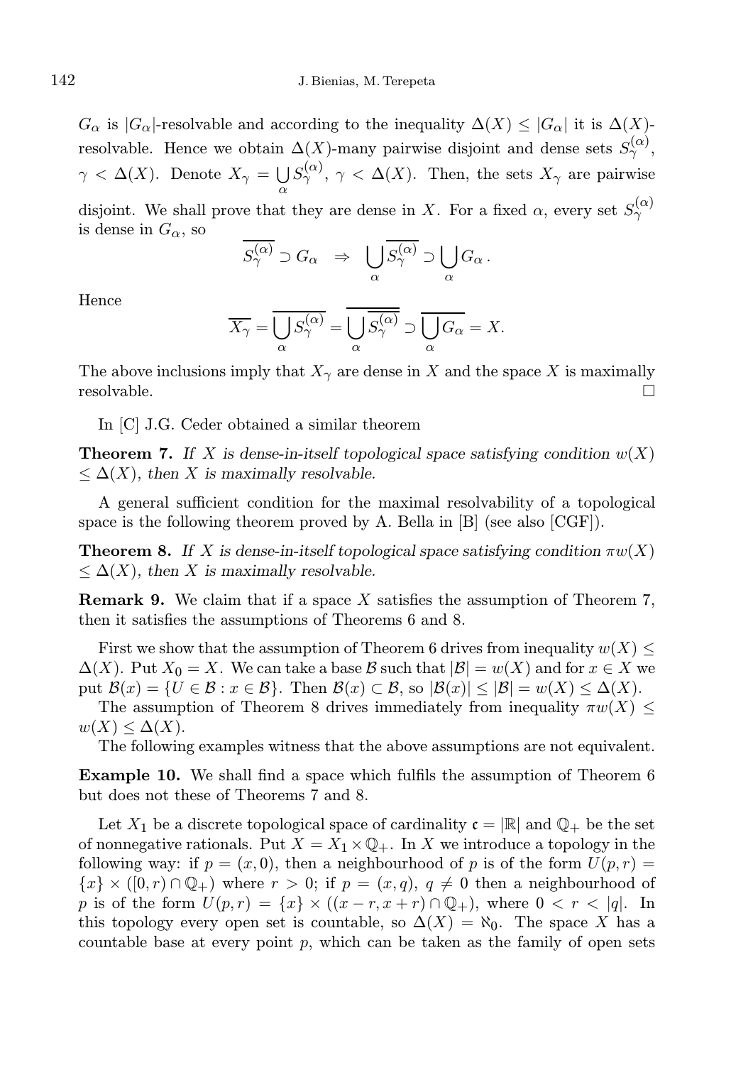$G_\alpha$ is $|G_\alpha|$-resolvable and according to the inequality $\Delta(X) \leq |G_\alpha|$ it is $\Delta(X)$-resolvable. Hence we obtain $\Delta(X)$-many pairwise disjoint and dense sets $S_\gamma^{(\alpha)}$, $\gamma < \Delta(X)$. Denote $X_\gamma = \bigcup_\alpha S_\gamma^{(\alpha)}$, $\gamma < \Delta(X)$. Then, the sets $X_\gamma$ are pairwise disjoint. We shall prove that they are dense in $X$. For a fixed $\alpha$, every set $S_\gamma^{(\alpha)}$ is dense in $G_\alpha$, so

$$\overline{S_\gamma^{(\alpha)}} \supset G_\alpha \quad \Rightarrow \quad \bigcup_\alpha \overline{S_\gamma^{(\alpha)}} \supset \bigcup_\alpha G_\alpha .$$

Hence

$$\overline{X_\gamma} = \overline{\bigcup_\alpha S_\gamma^{(\alpha)}} = \overline{\bigcup_\alpha \overline{S_\gamma^{(\alpha)}}} \supset \overline{\bigcup_\alpha G_\alpha} = X.$$

The above inclusions imply that $X_\gamma$ are dense in $X$ and the space $X$ is maximally resolvable. $\square$

In [C] J.G. Ceder obtained a similar theorem

**Theorem 7.** *If $X$ is dense-in-itself topological space satisfying condition $w(X) \leq \Delta(X)$, then $X$ is maximally resolvable.*

A general sufficient condition for the maximal resolvability of a topological space is the following theorem proved by A. Bella in [B] (see also [CGF]).

**Theorem 8.** *If $X$ is dense-in-itself topological space satisfying condition $\pi w(X) \leq \Delta(X)$, then $X$ is maximally resolvable.*

**Remark 9.** We claim that if a space $X$ satisfies the assumption of Theorem 7, then it satisfies the assumptions of Theorems 6 and 8.

First we show that the assumption of Theorem 6 drives from inequality $w(X) \leq \Delta(X)$. Put $X_0 = X$. We can take a base $\mathcal{B}$ such that $|\mathcal{B}| = w(X)$ and for $x \in X$ we put $\mathcal{B}(x) = \{U \in \mathcal{B} : x \in \mathcal{B}\}$. Then $\mathcal{B}(x) \subset \mathcal{B}$, so $|\mathcal{B}(x)| \leq |\mathcal{B}| = w(X) \leq \Delta(X)$.

The assumption of Theorem 8 drives immediately from inequality $\pi w(X) \leq w(X) \leq \Delta(X)$.

The following examples witness that the above assumptions are not equivalent.

**Example 10.** We shall find a space which fulfils the assumption of Theorem 6 but does not these of Theorems 7 and 8.

Let $X_1$ be a discrete topological space of cardinality $\mathfrak{c} = |\mathbb{R}|$ and $\mathbb{Q}_+$ be the set of nonnegative rationals. Put $X = X_1 \times \mathbb{Q}_+$. In $X$ we introduce a topology in the following way: if $p = (x, 0)$, then a neighbourhood of $p$ is of the form $U(p, r) = \{x\} \times ([0, r) \cap \mathbb{Q}_+)$ where $r > 0$; if $p = (x, q)$, $q \neq 0$ then a neighbourhood of $p$ is of the form $U(p, r) = \{x\} \times ((x - r, x + r) \cap \mathbb{Q}_+)$, where $0 < r < |q|$. In this topology every open set is countable, so $\Delta(X) = \aleph_0$. The space $X$ has a countable base at every point $p$, which can be taken as the family of open sets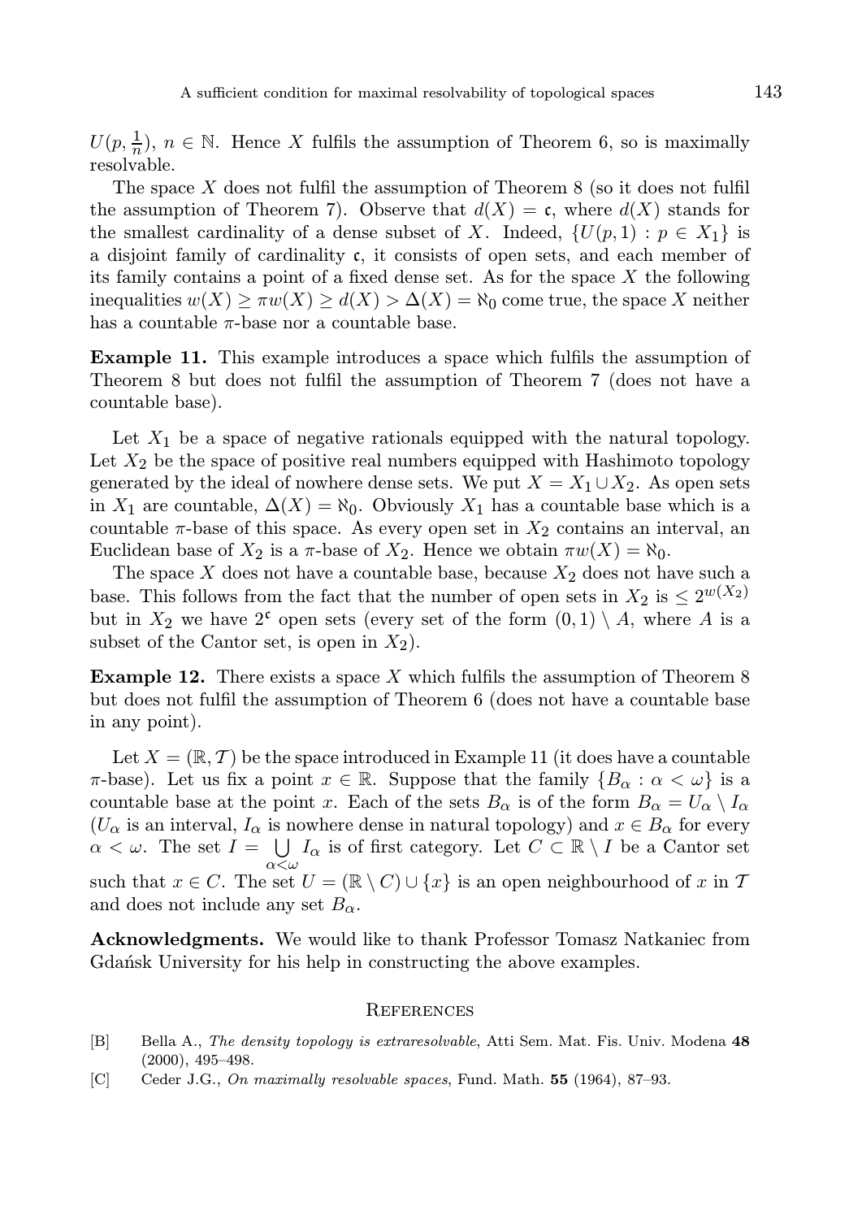$U(p, \frac{1}{n})$, $n \in \mathbb{N}$. Hence $X$ fulfils the assumption of Theorem 6, so is maximally resolvable.

The space $X$ does not fulfil the assumption of Theorem 8 (so it does not fulfil the assumption of Theorem 7). Observe that $d(X) = \mathfrak{c}$, where $d(X)$ stands for the smallest cardinality of a dense subset of $X$. Indeed, $\{U(p,1) : p \in X_1\}$ is a disjoint family of cardinality $\mathfrak{c}$, it consists of open sets, and each member of its family contains a point of a fixed dense set. As for the space $X$ the following inequalities $w(X) \geq \pi w(X) \geq d(X) > \Delta(X) = \aleph_0$ come true, the space $X$ neither has a countable $\pi$-base nor a countable base.

**Example 11.** This example introduces a space which fulfils the assumption of Theorem 8 but does not fulfil the assumption of Theorem 7 (does not have a countable base).

Let $X_1$ be a space of negative rationals equipped with the natural topology. Let $X_2$ be the space of positive real numbers equipped with Hashimoto topology generated by the ideal of nowhere dense sets. We put $X = X_1 \cup X_2$. As open sets in $X_1$ are countable, $\Delta(X) = \aleph_0$. Obviously $X_1$ has a countable base which is a countable $\pi$-base of this space. As every open set in $X_2$ contains an interval, an Euclidean base of $X_2$ is a $\pi$-base of $X_2$. Hence we obtain $\pi w(X) = \aleph_0$.

The space $X$ does not have a countable base, because $X_2$ does not have such a base. This follows from the fact that the number of open sets in $X_2$ is $\leq 2^{w(X_2)}$ but in $X_2$ we have $2^{\mathfrak{c}}$ open sets (every set of the form $(0,1) \setminus A$, where $A$ is a subset of the Cantor set, is open in $X_2$).

**Example 12.** There exists a space $X$ which fulfils the assumption of Theorem 8 but does not fulfil the assumption of Theorem 6 (does not have a countable base in any point).

Let $X = (\mathbb{R}, \mathcal{T})$ be the space introduced in Example 11 (it does have a countable $\pi$-base). Let us fix a point $x \in \mathbb{R}$. Suppose that the family $\{B_\alpha : \alpha < \omega\}$ is a countable base at the point $x$. Each of the sets $B_\alpha$ is of the form $B_\alpha = U_\alpha \setminus I_\alpha$ ($U_\alpha$ is an interval, $I_\alpha$ is nowhere dense in natural topology) and $x \in B_\alpha$ for every $\alpha < \omega$. The set $I = \bigcup_{\alpha<\omega} I_\alpha$ is of first category. Let $C \subset \mathbb{R} \setminus I$ be a Cantor set such that $x \in C$. The set $U = (\mathbb{R} \setminus C) \cup \{x\}$ is an open neighbourhood of $x$ in $\mathcal{T}$ and does not include any set $B_\alpha$.

**Acknowledgments.** We would like to thank Professor Tomasz Natkaniec from Gdańsk University for his help in constructing the above examples.

## References

[B] Bella A., *The density topology is extraresolvable*, Atti Sem. Mat. Fis. Univ. Modena **48** (2000), 495–498.

[C] Ceder J.G., *On maximally resolvable spaces*, Fund. Math. **55** (1964), 87–93.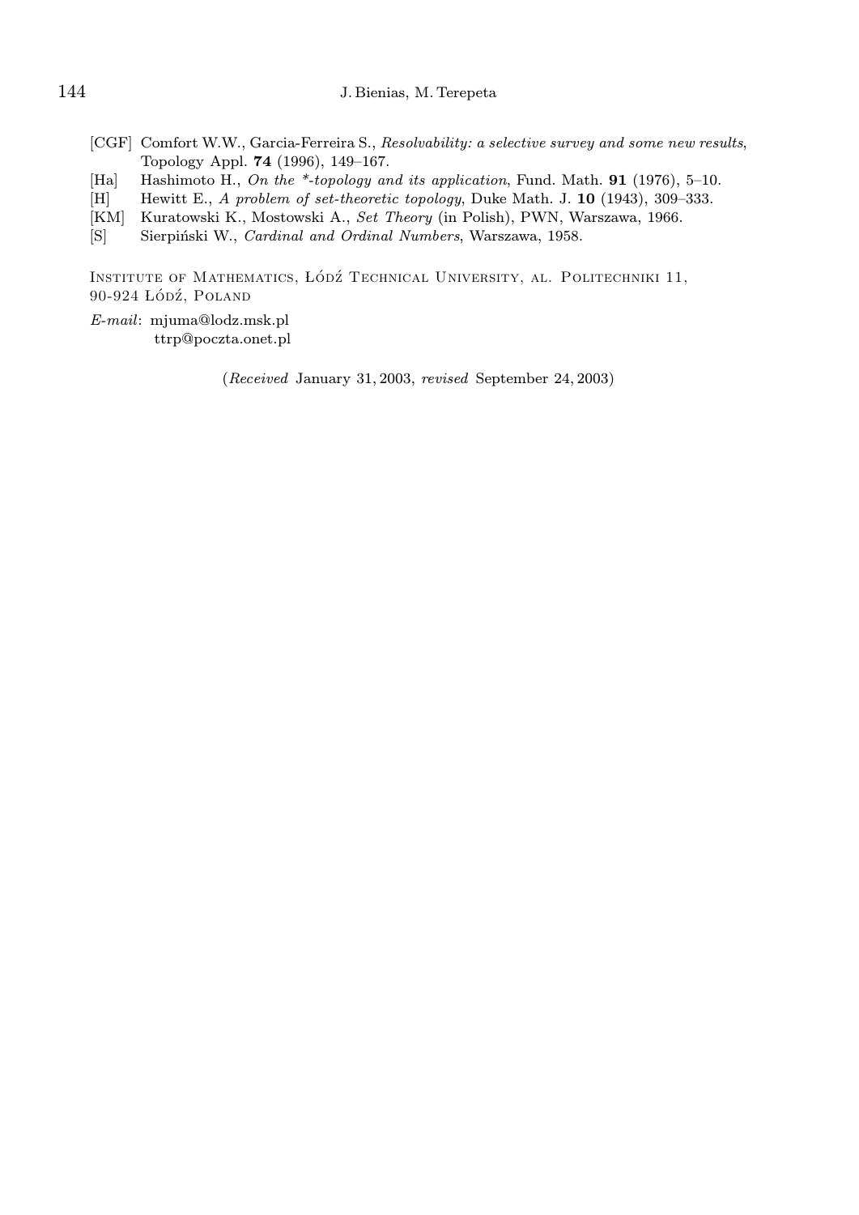[CGF] Comfort W.W., Garcia-Ferreira S., *Resolvability: a selective survey and some new results*, Topology Appl. **74** (1996), 149–167.

[Ha] Hashimoto H., *On the *-topology and its application*, Fund. Math. **91** (1976), 5–10.

[H] Hewitt E., *A problem of set-theoretic topology*, Duke Math. J. **10** (1943), 309–333.

[KM] Kuratowski K., Mostowski A., *Set Theory* (in Polish), PWN, Warszawa, 1966.

[S] Sierpiński W., *Cardinal and Ordinal Numbers*, Warszawa, 1958.

Institute of Mathematics, Łódź Technical University, al. Politechniki 11, 90-924 Łódź, Poland

*E-mail*: mjuma@lodz.msk.pl
ttrp@poczta.onet.pl

(*Received* January 31, 2003, *revised* September 24, 2003)